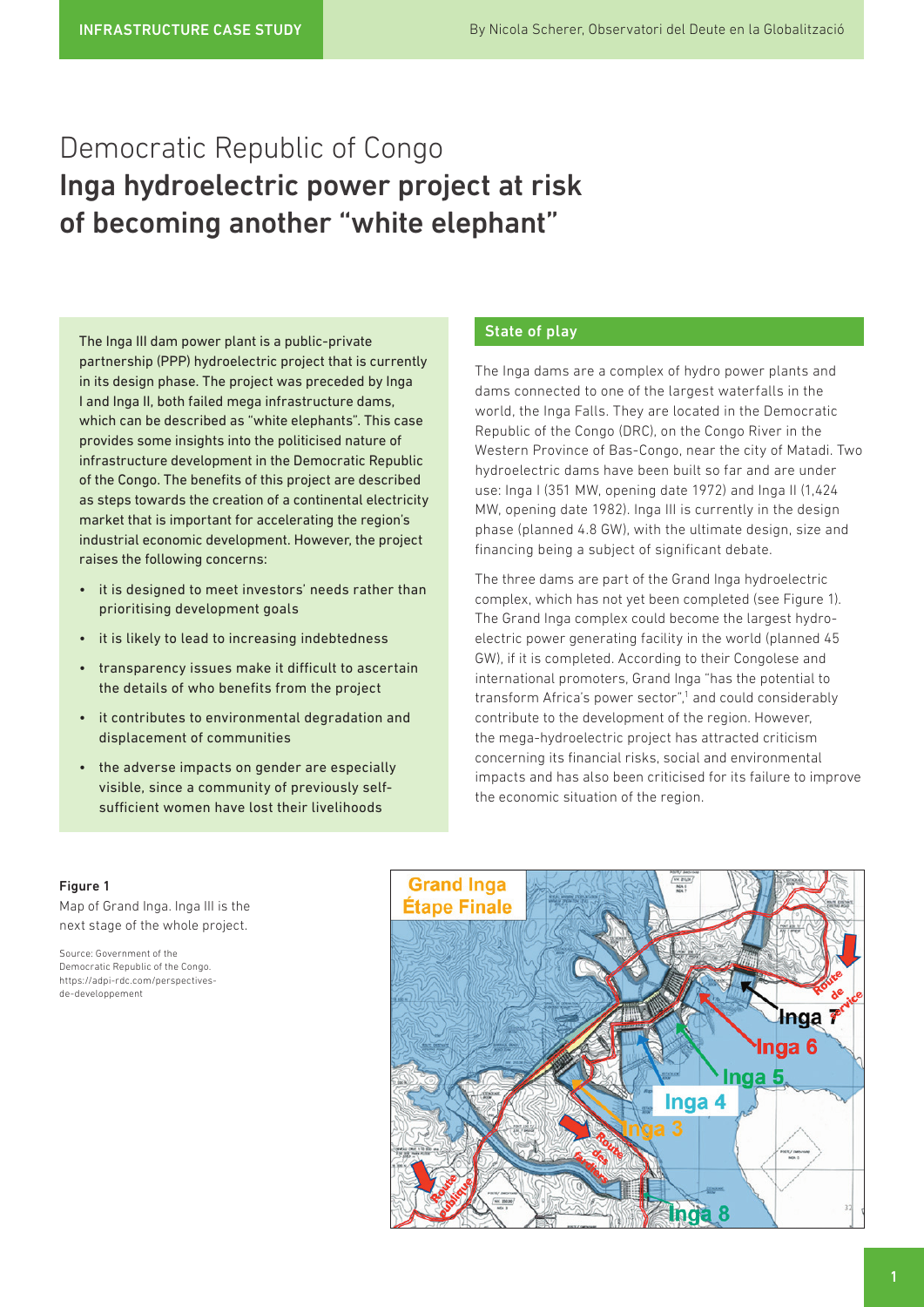INFRASTRUCTURE CASE STUDY

By Nicola Scherer, Observatori del Deute en la Globalització

# Democratic Republic of Congo
## Inga hydroelectric power project at risk of becoming another "white elephant"

The Inga III dam power plant is a public-private partnership (PPP) hydroelectric project that is currently in its design phase. The project was preceded by Inga I and Inga II, both failed mega infrastructure dams, which can be described as "white elephants". This case provides some insights into the politicised nature of infrastructure development in the Democratic Republic of the Congo. The benefits of this project are described as steps towards the creation of a continental electricity market that is important for accelerating the region's industrial economic development. However, the project raises the following concerns:

- it is designed to meet investors' needs rather than prioritising development goals
- it is likely to lead to increasing indebtedness
- transparency issues make it difficult to ascertain the details of who benefits from the project
- it contributes to environmental degradation and displacement of communities
- the adverse impacts on gender are especially visible, since a community of previously self-sufficient women have lost their livelihoods

### State of play

The Inga dams are a complex of hydro power plants and dams connected to one of the largest waterfalls in the world, the Inga Falls. They are located in the Democratic Republic of the Congo (DRC), on the Congo River in the Western Province of Bas-Congo, near the city of Matadi. Two hydroelectric dams have been built so far and are under use: Inga I (351 MW, opening date 1972) and Inga II (1,424 MW, opening date 1982). Inga III is currently in the design phase (planned 4.8 GW), with the ultimate design, size and financing being a subject of significant debate.

The three dams are part of the Grand Inga hydroelectric complex, which has not yet been completed (see Figure 1). The Grand Inga complex could become the largest hydro-electric power generating facility in the world (planned 45 GW), if it is completed. According to their Congolese and international promoters, Grand Inga "has the potential to transform Africa's power sector",[1] and could considerably contribute to the development of the region. However, the mega-hydroelectric project has attracted criticism concerning its financial risks, social and environmental impacts and has also been criticised for its failure to improve the economic situation of the region.

**Figure 1**
Map of Grand Inga. Inga III is the next stage of the whole project.

Source: Government of the Democratic Republic of the Congo. https://adpi-rdc.com/perspectives-de-developpement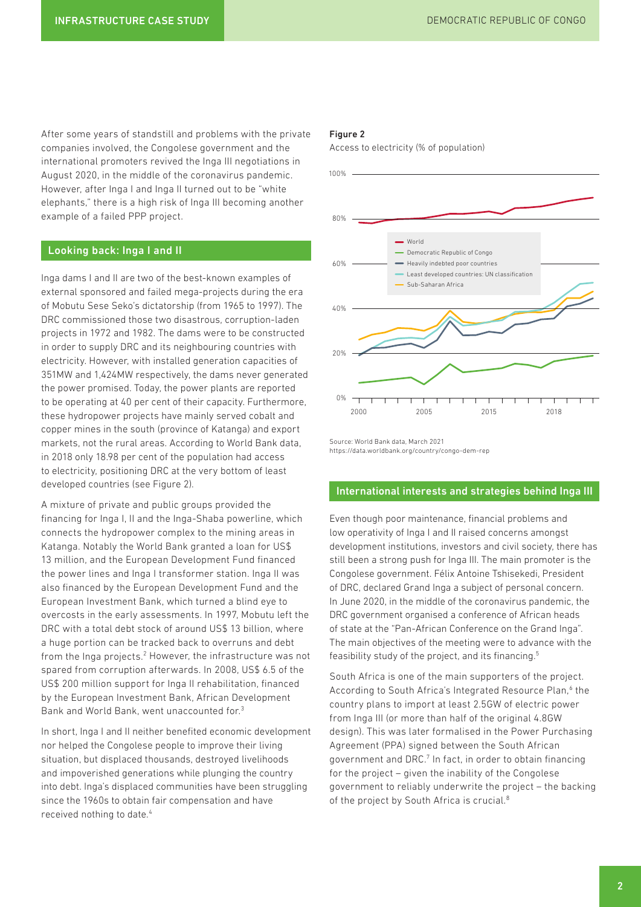After some years of standstill and problems with the private companies involved, the Congolese government and the international promoters revived the Inga III negotiations in August 2020, in the middle of the coronavirus pandemic. However, after Inga I and Inga II turned out to be "white elephants," there is a high risk of Inga III becoming another example of a failed PPP project.

## Looking back: Inga I and II

Inga dams I and II are two of the best-known examples of external sponsored and failed mega-projects during the era of Mobutu Sese Seko's dictatorship (from 1965 to 1997). The DRC commissioned those two disastrous, corruption-laden projects in 1972 and 1982. The dams were to be constructed in order to supply DRC and its neighbouring countries with electricity. However, with installed generation capacities of 351MW and 1,424MW respectively, the dams never generated the power promised. Today, the power plants are reported to be operating at 40 per cent of their capacity. Furthermore, these hydropower projects have mainly served cobalt and copper mines in the south (province of Katanga) and export markets, not the rural areas. According to World Bank data, in 2018 only 18.98 per cent of the population had access to electricity, positioning DRC at the very bottom of least developed countries (see Figure 2).

A mixture of private and public groups provided the financing for Inga I, II and the Inga-Shaba powerline, which connects the hydropower complex to the mining areas in Katanga. Notably the World Bank granted a loan for US$ 13 million, and the European Development Fund financed the power lines and Inga I transformer station. Inga II was also financed by the European Development Fund and the European Investment Bank, which turned a blind eye to overcosts in the early assessments. In 1997, Mobutu left the DRC with a total debt stock of around US$ 13 billion, where a huge portion can be tracked back to overruns and debt from the Inga projects.[2] However, the infrastructure was not spared from corruption afterwards. In 2008, US$ 6.5 of the US$ 200 million support for Inga II rehabilitation, financed by the European Investment Bank, African Development Bank and World Bank, went unaccounted for.[3]

In short, Inga I and II neither benefited economic development nor helped the Congolese people to improve their living situation, but displaced thousands, destroyed livelihoods and impoverished generations while plunging the country into debt. Inga's displaced communities have been struggling since the 1960s to obtain fair compensation and have received nothing to date.[4]

**Figure 2**

Access to electricity (% of population)

Source: World Bank data, March 2021
https://data.worldbank.org/country/congo-dem-rep

## International interests and strategies behind Inga III

Even though poor maintenance, financial problems and low operativity of Inga I and II raised concerns amongst development institutions, investors and civil society, there has still been a strong push for Inga III. The main promoter is the Congolese government. Félix Antoine Tshisekedi, President of DRC, declared Grand Inga a subject of personal concern. In June 2020, in the middle of the coronavirus pandemic, the DRC government organised a conference of African heads of state at the "Pan-African Conference on the Grand Inga". The main objectives of the meeting were to advance with the feasibility study of the project, and its financing.[5]

South Africa is one of the main supporters of the project. According to South Africa's Integrated Resource Plan,[6] the country plans to import at least 2.5GW of electric power from Inga III (or more than half of the original 4.8GW design). This was later formalised in the Power Purchasing Agreement (PPA) signed between the South African government and DRC.[7] In fact, in order to obtain financing for the project – given the inability of the Congolese government to reliably underwrite the project – the backing of the project by South Africa is crucial.[8]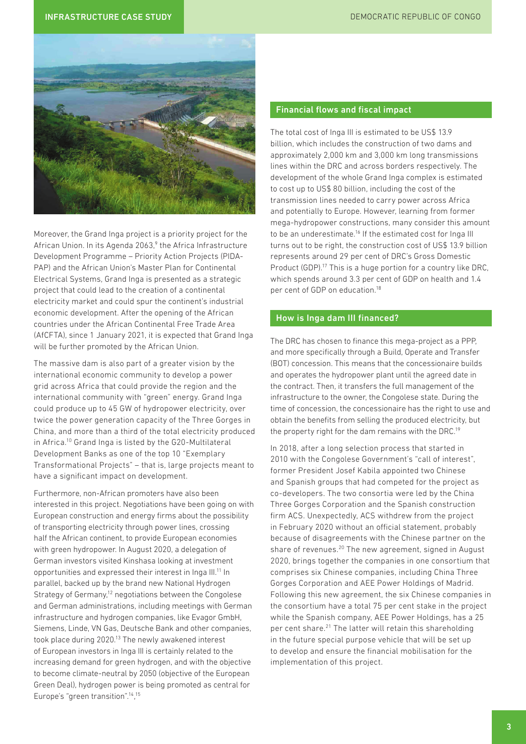Moreover, the Grand Inga project is a priority project for the African Union. In its Agenda 2063,[9] the Africa Infrastructure Development Programme – Priority Action Projects (PIDA-PAP) and the African Union's Master Plan for Continental Electrical Systems, Grand Inga is presented as a strategic project that could lead to the creation of a continental electricity market and could spur the continent's industrial economic development. After the opening of the African countries under the African Continental Free Trade Area (AfCFTA), since 1 January 2021, it is expected that Grand Inga will be further promoted by the African Union.

The massive dam is also part of a greater vision by the international economic community to develop a power grid across Africa that could provide the region and the international community with "green" energy. Grand Inga could produce up to 45 GW of hydropower electricity, over twice the power generation capacity of the Three Gorges in China, and more than a third of the total electricity produced in Africa.[10] Grand Inga is listed by the G20-Multilateral Development Banks as one of the top 10 "Exemplary Transformational Projects" – that is, large projects meant to have a significant impact on development.

Furthermore, non-African promoters have also been interested in this project. Negotiations have been going on with European construction and energy firms about the possibility of transporting electricity through power lines, crossing half the African continent, to provide European economies with green hydropower. In August 2020, a delegation of German investors visited Kinshasa looking at investment opportunities and expressed their interest in Inga III.[11] In parallel, backed up by the brand new National Hydrogen Strategy of Germany,[12] negotiations between the Congolese and German administrations, including meetings with German infrastructure and hydrogen companies, like Evagor GmbH, Siemens, Linde, VN Gas, Deutsche Bank and other companies, took place during 2020.[13] The newly awakened interest of European investors in Inga III is certainly related to the increasing demand for green hydrogen, and with the objective to become climate-neutral by 2050 (objective of the European Green Deal), hydrogen power is being promoted as central for Europe's "green transition".[14,15]

## Financial flows and fiscal impact

The total cost of Inga III is estimated to be US$ 13.9 billion, which includes the construction of two dams and approximately 2,000 km and 3,000 km long transmissions lines within the DRC and across borders respectively. The development of the whole Grand Inga complex is estimated to cost up to US$ 80 billion, including the cost of the transmission lines needed to carry power across Africa and potentially to Europe. However, learning from former mega-hydropower constructions, many consider this amount to be an underestimate.[16] If the estimated cost for Inga III turns out to be right, the construction cost of US$ 13.9 billion represents around 29 per cent of DRC's Gross Domestic Product (GDP).[17] This is a huge portion for a country like DRC, which spends around 3.3 per cent of GDP on health and 1.4 per cent of GDP on education.[18]

## How is Inga dam III financed?

The DRC has chosen to finance this mega-project as a PPP, and more specifically through a Build, Operate and Transfer (BOT) concession. This means that the concessionaire builds and operates the hydropower plant until the agreed date in the contract. Then, it transfers the full management of the infrastructure to the owner, the Congolese state. During the time of concession, the concessionaire has the right to use and obtain the benefits from selling the produced electricity, but the property right for the dam remains with the DRC.[19]

In 2018, after a long selection process that started in 2010 with the Congolese Government's "call of interest", former President Josef Kabila appointed two Chinese and Spanish groups that had competed for the project as co-developers. The two consortia were led by the China Three Gorges Corporation and the Spanish construction firm ACS. Unexpectedly, ACS withdrew from the project in February 2020 without an official statement, probably because of disagreements with the Chinese partner on the share of revenues.[20] The new agreement, signed in August 2020, brings together the companies in one consortium that comprises six Chinese companies, including China Three Gorges Corporation and AEE Power Holdings of Madrid. Following this new agreement, the six Chinese companies in the consortium have a total 75 per cent stake in the project while the Spanish company, AEE Power Holdings, has a 25 per cent share.[21] The latter will retain this shareholding in the future special purpose vehicle that will be set up to develop and ensure the financial mobilisation for the implementation of this project.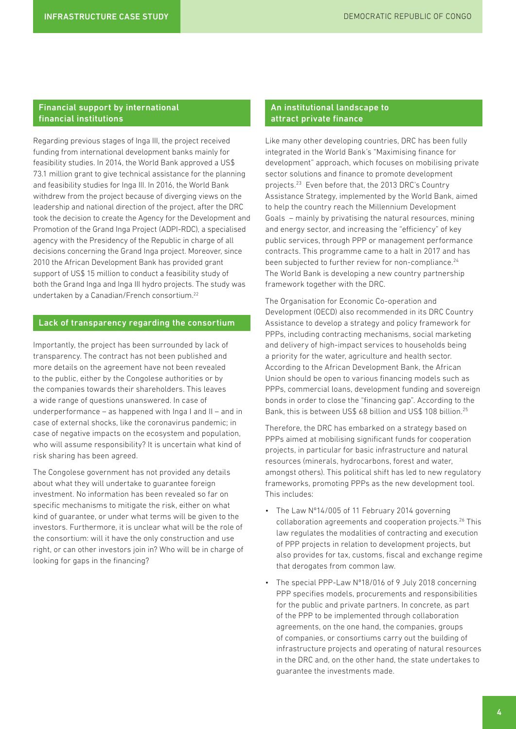## Financial support by international financial institutions

Regarding previous stages of Inga III, the project received funding from international development banks mainly for feasibility studies. In 2014, the World Bank approved a US$ 73.1 million grant to give technical assistance for the planning and feasibility studies for Inga III. In 2016, the World Bank withdrew from the project because of diverging views on the leadership and national direction of the project, after the DRC took the decision to create the Agency for the Development and Promotion of the Grand Inga Project (ADPI-RDC), a specialised agency with the Presidency of the Republic in charge of all decisions concerning the Grand Inga project. Moreover, since 2010 the African Development Bank has provided grant support of US$ 15 million to conduct a feasibility study of both the Grand Inga and Inga III hydro projects. The study was undertaken by a Canadian/French consortium.[22]

## Lack of transparency regarding the consortium

Importantly, the project has been surrounded by lack of transparency. The contract has not been published and more details on the agreement have not been revealed to the public, either by the Congolese authorities or by the companies towards their shareholders. This leaves a wide range of questions unanswered. In case of underperformance – as happened with Inga I and II – and in case of external shocks, like the coronavirus pandemic; in case of negative impacts on the ecosystem and population, who will assume responsibility? It is uncertain what kind of risk sharing has been agreed.

The Congolese government has not provided any details about what they will undertake to guarantee foreign investment. No information has been revealed so far on specific mechanisms to mitigate the risk, either on what kind of guarantee, or under what terms will be given to the investors. Furthermore, it is unclear what will be the role of the consortium: will it have the only construction and use right, or can other investors join in? Who will be in charge of looking for gaps in the financing?

## An institutional landscape to attract private finance

Like many other developing countries, DRC has been fully integrated in the World Bank's "Maximising finance for development" approach, which focuses on mobilising private sector solutions and finance to promote development projects.[23] Even before that, the 2013 DRC's Country Assistance Strategy, implemented by the World Bank, aimed to help the country reach the Millennium Development Goals – mainly by privatising the natural resources, mining and energy sector, and increasing the "efficiency" of key public services, through PPP or management performance contracts. This programme came to a halt in 2017 and has been subjected to further review for non-compliance.[24] The World Bank is developing a new country partnership framework together with the DRC.

The Organisation for Economic Co-operation and Development (OECD) also recommended in its DRC Country Assistance to develop a strategy and policy framework for PPPs, including contracting mechanisms, social marketing and delivery of high-impact services to households being a priority for the water, agriculture and health sector. According to the African Development Bank, the African Union should be open to various financing models such as PPPs, commercial loans, development funding and sovereign bonds in order to close the "financing gap". According to the Bank, this is between US$ 68 billion and US$ 108 billion.[25]

Therefore, the DRC has embarked on a strategy based on PPPs aimed at mobilising significant funds for cooperation projects, in particular for basic infrastructure and natural resources (minerals, hydrocarbons, forest and water, amongst others). This political shift has led to new regulatory frameworks, promoting PPPs as the new development tool. This includes:

- The Law Nº14/005 of 11 February 2014 governing collaboration agreements and cooperation projects.[26] This law regulates the modalities of contracting and execution of PPP projects in relation to development projects, but also provides for tax, customs, fiscal and exchange regime that derogates from common law.
- The special PPP-Law Nº18/016 of 9 July 2018 concerning PPP specifies models, procurements and responsibilities for the public and private partners. In concrete, as part of the PPP to be implemented through collaboration agreements, on the one hand, the companies, groups of companies, or consortiums carry out the building of infrastructure projects and operating of natural resources in the DRC and, on the other hand, the state undertakes to guarantee the investments made.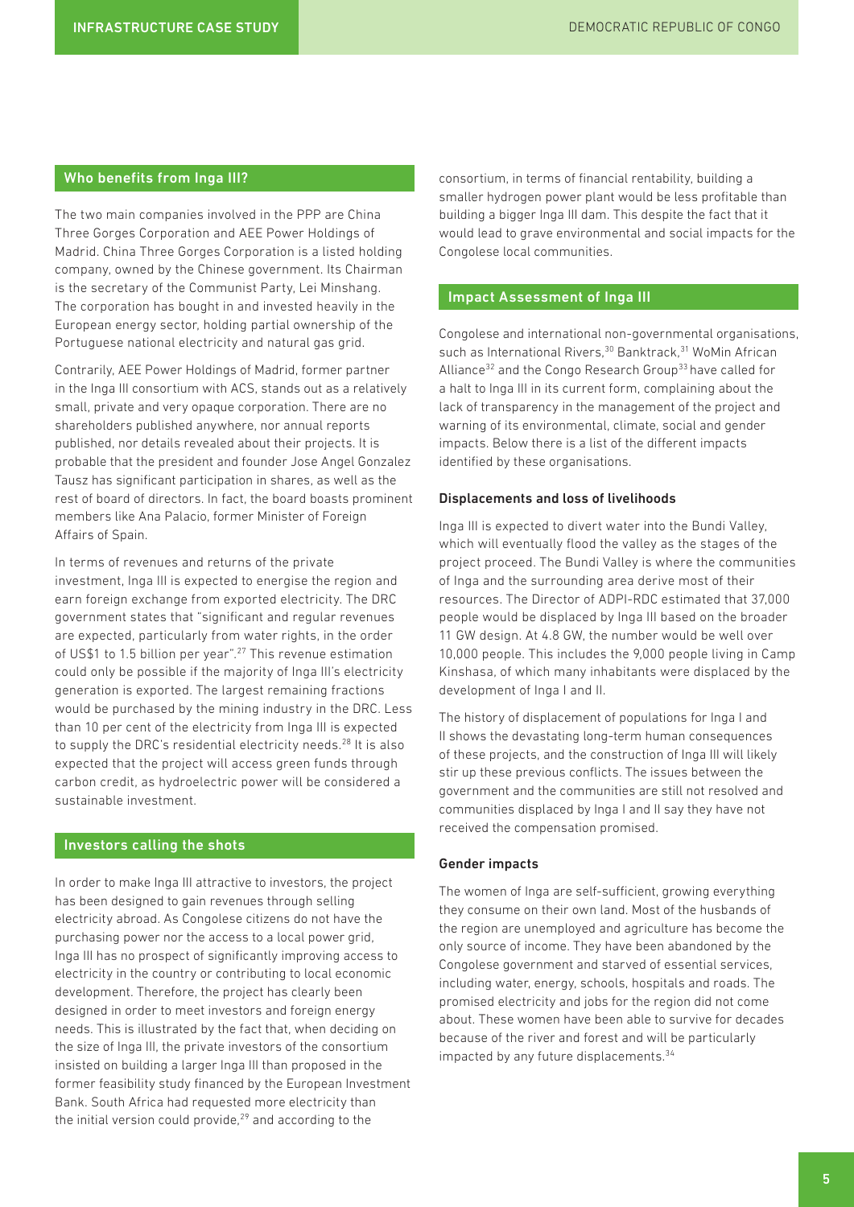## Who benefits from Inga III?

The two main companies involved in the PPP are China Three Gorges Corporation and AEE Power Holdings of Madrid. China Three Gorges Corporation is a listed holding company, owned by the Chinese government. Its Chairman is the secretary of the Communist Party, Lei Minshang. The corporation has bought in and invested heavily in the European energy sector, holding partial ownership of the Portuguese national electricity and natural gas grid.

Contrarily, AEE Power Holdings of Madrid, former partner in the Inga III consortium with ACS, stands out as a relatively small, private and very opaque corporation. There are no shareholders published anywhere, nor annual reports published, nor details revealed about their projects. It is probable that the president and founder Jose Angel Gonzalez Tausz has significant participation in shares, as well as the rest of board of directors. In fact, the board boasts prominent members like Ana Palacio, former Minister of Foreign Affairs of Spain.

In terms of revenues and returns of the private investment, Inga III is expected to energise the region and earn foreign exchange from exported electricity. The DRC government states that "significant and regular revenues are expected, particularly from water rights, in the order of US$1 to 1.5 billion per year".[27] This revenue estimation could only be possible if the majority of Inga III's electricity generation is exported. The largest remaining fractions would be purchased by the mining industry in the DRC. Less than 10 per cent of the electricity from Inga III is expected to supply the DRC's residential electricity needs.[28] It is also expected that the project will access green funds through carbon credit, as hydroelectric power will be considered a sustainable investment.

## Investors calling the shots

In order to make Inga III attractive to investors, the project has been designed to gain revenues through selling electricity abroad. As Congolese citizens do not have the purchasing power nor the access to a local power grid, Inga III has no prospect of significantly improving access to electricity in the country or contributing to local economic development. Therefore, the project has clearly been designed in order to meet investors and foreign energy needs. This is illustrated by the fact that, when deciding on the size of Inga III, the private investors of the consortium insisted on building a larger Inga III than proposed in the former feasibility study financed by the European Investment Bank. South Africa had requested more electricity than the initial version could provide,[29] and according to the consortium, in terms of financial rentability, building a smaller hydrogen power plant would be less profitable than building a bigger Inga III dam. This despite the fact that it would lead to grave environmental and social impacts for the Congolese local communities.

## Impact Assessment of Inga III

Congolese and international non-governmental organisations, such as International Rivers,[30] Banktrack,[31] WoMin African Alliance[32] and the Congo Research Group[33] have called for a halt to Inga III in its current form, complaining about the lack of transparency in the management of the project and warning of its environmental, climate, social and gender impacts. Below there is a list of the different impacts identified by these organisations.

### Displacements and loss of livelihoods

Inga III is expected to divert water into the Bundi Valley, which will eventually flood the valley as the stages of the project proceed. The Bundi Valley is where the communities of Inga and the surrounding area derive most of their resources. The Director of ADPI-RDC estimated that 37,000 people would be displaced by Inga III based on the broader 11 GW design. At 4.8 GW, the number would be well over 10,000 people. This includes the 9,000 people living in Camp Kinshasa, of which many inhabitants were displaced by the development of Inga I and II.

The history of displacement of populations for Inga I and II shows the devastating long-term human consequences of these projects, and the construction of Inga III will likely stir up these previous conflicts. The issues between the government and the communities are still not resolved and communities displaced by Inga I and II say they have not received the compensation promised.

### Gender impacts

The women of Inga are self-sufficient, growing everything they consume on their own land. Most of the husbands of the region are unemployed and agriculture has become the only source of income. They have been abandoned by the Congolese government and starved of essential services, including water, energy, schools, hospitals and roads. The promised electricity and jobs for the region did not come about. These women have been able to survive for decades because of the river and forest and will be particularly impacted by any future displacements.[34]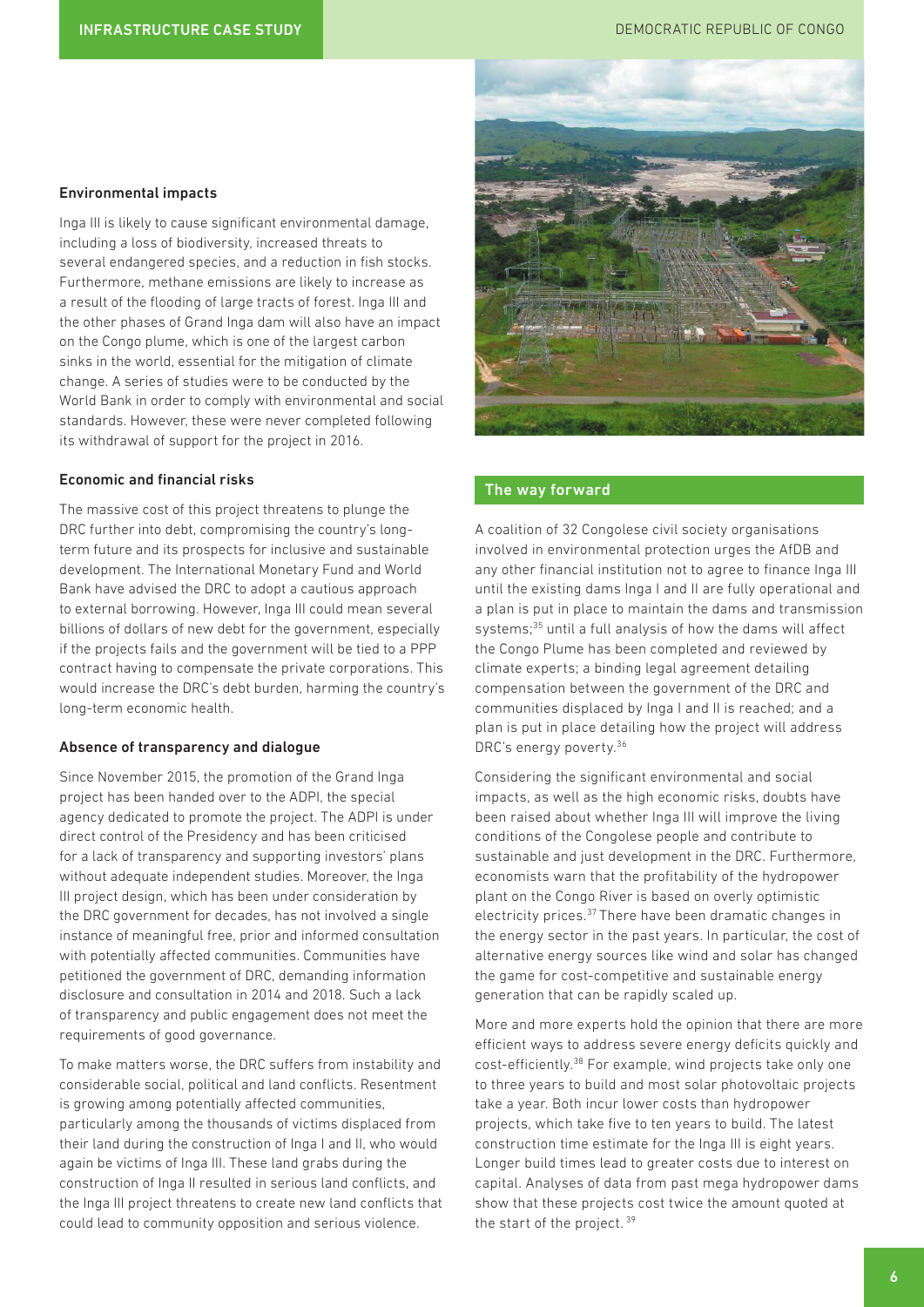### Environmental impacts

Inga III is likely to cause significant environmental damage, including a loss of biodiversity, increased threats to several endangered species, and a reduction in fish stocks. Furthermore, methane emissions are likely to increase as a result of the flooding of large tracts of forest. Inga III and the other phases of Grand Inga dam will also have an impact on the Congo plume, which is one of the largest carbon sinks in the world, essential for the mitigation of climate change. A series of studies were to be conducted by the World Bank in order to comply with environmental and social standards. However, these were never completed following its withdrawal of support for the project in 2016.

### Economic and financial risks

The massive cost of this project threatens to plunge the DRC further into debt, compromising the country's long-term future and its prospects for inclusive and sustainable development. The International Monetary Fund and World Bank have advised the DRC to adopt a cautious approach to external borrowing. However, Inga III could mean several billions of dollars of new debt for the government, especially if the projects fails and the government will be tied to a PPP contract having to compensate the private corporations. This would increase the DRC's debt burden, harming the country's long-term economic health.

### Absence of transparency and dialogue

Since November 2015, the promotion of the Grand Inga project has been handed over to the ADPI, the special agency dedicated to promote the project. The ADPI is under direct control of the Presidency and has been criticised for a lack of transparency and supporting investors' plans without adequate independent studies. Moreover, the Inga III project design, which has been under consideration by the DRC government for decades, has not involved a single instance of meaningful free, prior and informed consultation with potentially affected communities. Communities have petitioned the government of DRC, demanding information disclosure and consultation in 2014 and 2018. Such a lack of transparency and public engagement does not meet the requirements of good governance.

To make matters worse, the DRC suffers from instability and considerable social, political and land conflicts. Resentment is growing among potentially affected communities, particularly among the thousands of victims displaced from their land during the construction of Inga I and II, who would again be victims of Inga III. These land grabs during the construction of Inga II resulted in serious land conflicts, and the Inga III project threatens to create new land conflicts that could lead to community opposition and serious violence.

## The way forward

A coalition of 32 Congolese civil society organisations involved in environmental protection urges the AfDB and any other financial institution not to agree to finance Inga III until the existing dams Inga I and II are fully operational and a plan is put in place to maintain the dams and transmission systems;[35] until a full analysis of how the dams will affect the Congo Plume has been completed and reviewed by climate experts; a binding legal agreement detailing compensation between the government of the DRC and communities displaced by Inga I and II is reached; and a plan is put in place detailing how the project will address DRC's energy poverty.[36]

Considering the significant environmental and social impacts, as well as the high economic risks, doubts have been raised about whether Inga III will improve the living conditions of the Congolese people and contribute to sustainable and just development in the DRC. Furthermore, economists warn that the profitability of the hydropower plant on the Congo River is based on overly optimistic electricity prices.[37] There have been dramatic changes in the energy sector in the past years. In particular, the cost of alternative energy sources like wind and solar has changed the game for cost-competitive and sustainable energy generation that can be rapidly scaled up.

More and more experts hold the opinion that there are more efficient ways to address severe energy deficits quickly and cost-efficiently.[38] For example, wind projects take only one to three years to build and most solar photovoltaic projects take a year. Both incur lower costs than hydropower projects, which take five to ten years to build. The latest construction time estimate for the Inga III is eight years. Longer build times lead to greater costs due to interest on capital. Analyses of data from past mega hydropower dams show that these projects cost twice the amount quoted at the start of the project.[39]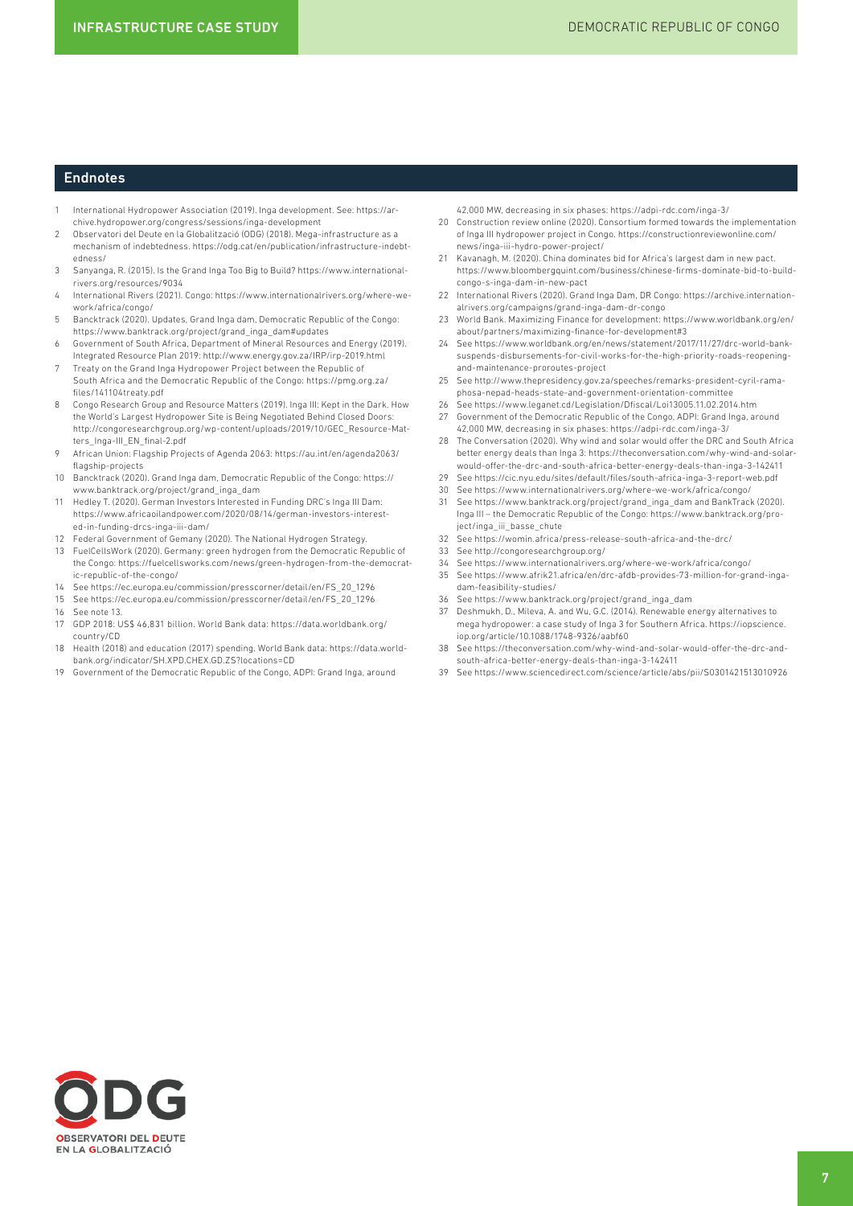## Endnotes

1. International Hydropower Association (2019). Inga development. See: https://archive.hydropower.org/congress/sessions/inga-development
2. Observatori del Deute en la Globalització (ODG) (2018). Mega-infrastructure as a mechanism of indebtedness. https://odg.cat/en/publication/infrastructure-indebtedness/
3. Sanyanga, R. (2015). Is the Grand Inga Too Big to Build? https://www.internationalrivers.org/resources/9034
4. International Rivers (2021). Congo: https://www.internationalrivers.org/where-we-work/africa/congo/
5. Bancktrack (2020). Updates, Grand Inga dam, Democratic Republic of the Congo: https://www.banktrack.org/project/grand_inga_dam#updates
6. Government of South Africa, Department of Mineral Resources and Energy (2019). Integrated Resource Plan 2019: http://www.energy.gov.za/IRP/irp-2019.html
7. Treaty on the Grand Inga Hydropower Project between the Republic of South Africa and the Democratic Republic of the Congo: https://pmg.org.za/files/141104treaty.pdf
8. Congo Research Group and Resource Matters (2019). Inga III: Kept in the Dark. How the World's Largest Hydropower Site is Being Negotiated Behind Closed Doors: http://congoresearchgroup.org/wp-content/uploads/2019/10/GEC_Resource-Matters_Inga-III_EN_final-2.pdf
9. African Union: Flagship Projects of Agenda 2063: https://au.int/en/agenda2063/flagship-projects
10. Bancktrack (2020). Grand Inga dam, Democratic Republic of the Congo: https://www.banktrack.org/project/grand_inga_dam
11. Hedley T. (2020). German Investors Interested in Funding DRC's Inga III Dam: https://www.africaoilandpower.com/2020/08/14/german-investors-interested-in-funding-drcs-inga-iii-dam/
12. Federal Government of Gemany (2020). The National Hydrogen Strategy.
13. FuelCellsWork (2020). Germany: green hydrogen from the Democratic Republic of the Congo: https://fuelcellsworks.com/news/green-hydrogen-from-the-democratic-republic-of-the-congo/
14. See https://ec.europa.eu/commission/presscorner/detail/en/FS_20_1296
15. See https://ec.europa.eu/commission/presscorner/detail/en/FS_20_1296
16. See note 13.
17. GDP 2018: US$ 46,831 billion. World Bank data: https://data.worldbank.org/country/CD
18. Health (2018) and education (2017) spending. World Bank data: https://data.worldbank.org/indicator/SH.XPD.CHEX.GD.ZS?locations=CD
19. Government of the Democratic Republic of the Congo, ADPI: Grand Inga, around 42,000 MW, decreasing in six phases: https://adpi-rdc.com/inga-3/
20. Construction review online (2020). Consortium formed towards the implementation of Inga III hydropower project in Congo. https://constructionreviewonline.com/news/inga-iii-hydro-power-project/
21. Kavanagh, M. (2020). China dominates bid for Africa's largest dam in new pact. https://www.bloombergquint.com/business/chinese-firms-dominate-bid-to-build-congo-s-inga-dam-in-new-pact
22. International Rivers (2020). Grand Inga Dam, DR Congo: https://archive.internationalrivers.org/campaigns/grand-inga-dam-dr-congo
23. World Bank. Maximizing Finance for development: https://www.worldbank.org/en/about/partners/maximizing-finance-for-development#3
24. See https://www.worldbank.org/en/news/statement/2017/11/27/drc-world-bank-suspends-disbursements-for-civil-works-for-the-high-priority-roads-reopening-and-maintenance-proroutes-project
25. See http://www.thepresidency.gov.za/speeches/remarks-president-cyril-ramaphosa-nepad-heads-state-and-government-orientation-committee
26. See https://www.leganet.cd/Legislation/Dfiscal/Loi13005.11.02.2014.htm
27. Government of the Democratic Republic of the Congo, ADPI: Grand Inga, around 42,000 MW, decreasing in six phases: https://adpi-rdc.com/inga-3/
28. The Conversation (2020). Why wind and solar would offer the DRC and South Africa better energy deals than Inga 3: https://theconversation.com/why-wind-and-solar-would-offer-the-drc-and-south-africa-better-energy-deals-than-inga-3-142411
29. See https://cic.nyu.edu/sites/default/files/south-africa-inga-3-report-web.pdf
30. See https://www.internationalrivers.org/where-we-work/africa/congo/
31. See https://www.banktrack.org/project/grand_inga_dam and BankTrack (2020). Inga III – the Democratic Republic of the Congo: https://www.banktrack.org/project/inga_iii_basse_chute
32. See https://womin.africa/press-release-south-africa-and-the-drc/
33. See http://congoresearchgroup.org/
34. See https://www.internationalrivers.org/where-we-work/africa/congo/
35. See https://www.afrik21.africa/en/drc-afdb-provides-73-million-for-grand-inga-dam-feasibility-studies/
36. See https://www.banktrack.org/project/grand_inga_dam
37. Deshmukh, D., Mileva, A. and Wu, G.C. (2014). Renewable energy alternatives to mega hydropower: a case study of Inga 3 for Southern Africa. https://iopscience.iop.org/article/10.1088/1748-9326/aabf60
38. See https://theconversation.com/why-wind-and-solar-would-offer-the-drc-and-south-africa-better-energy-deals-than-inga-3-142411
39. See https://www.sciencedirect.com/science/article/abs/pii/S0301421513010926

ODG
OBSERVATORI DEL DEUTE EN LA GLOBALITZACIÓ